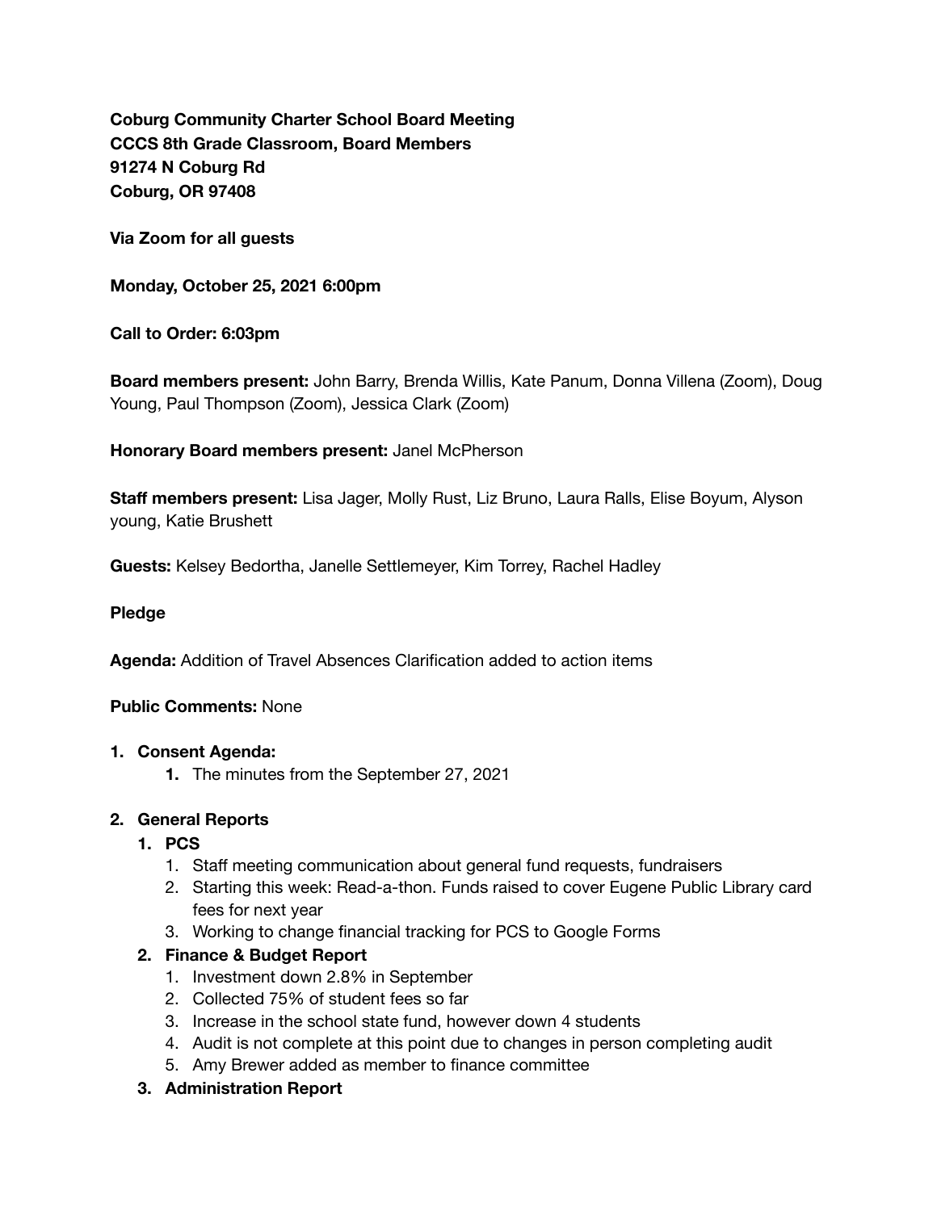**Coburg Community Charter School Board Meeting**
**CCCS 8th Grade Classroom, Board Members**
**91274 N Coburg Rd**
**Coburg, OR 97408**

**Via Zoom for all guests**

**Monday, October 25, 2021 6:00pm**

**Call to Order: 6:03pm**

**Board members present:** John Barry, Brenda Willis, Kate Panum, Donna Villena (Zoom), Doug Young, Paul Thompson (Zoom), Jessica Clark (Zoom)

**Honorary Board members present:** Janel McPherson

**Staff members present:** Lisa Jager, Molly Rust, Liz Bruno, Laura Ralls, Elise Boyum, Alyson young, Katie Brushett

**Guests:** Kelsey Bedortha, Janelle Settlemeyer, Kim Torrey, Rachel Hadley

**Pledge**

**Agenda:** Addition of Travel Absences Clarification added to action items

**Public Comments:** None

1. **Consent Agenda:**
    1. The minutes from the September 27, 2021
2. **General Reports**
    1. **PCS**
        1. Staff meeting communication about general fund requests, fundraisers
        2. Starting this week: Read-a-thon. Funds raised to cover Eugene Public Library card fees for next year
        3. Working to change financial tracking for PCS to Google Forms
    2. **Finance & Budget Report**
        1. Investment down 2.8% in September
        2. Collected 75% of student fees so far
        3. Increase in the school state fund, however down 4 students
        4. Audit is not complete at this point due to changes in person completing audit
        5. Amy Brewer added as member to finance committee
    3. **Administration Report**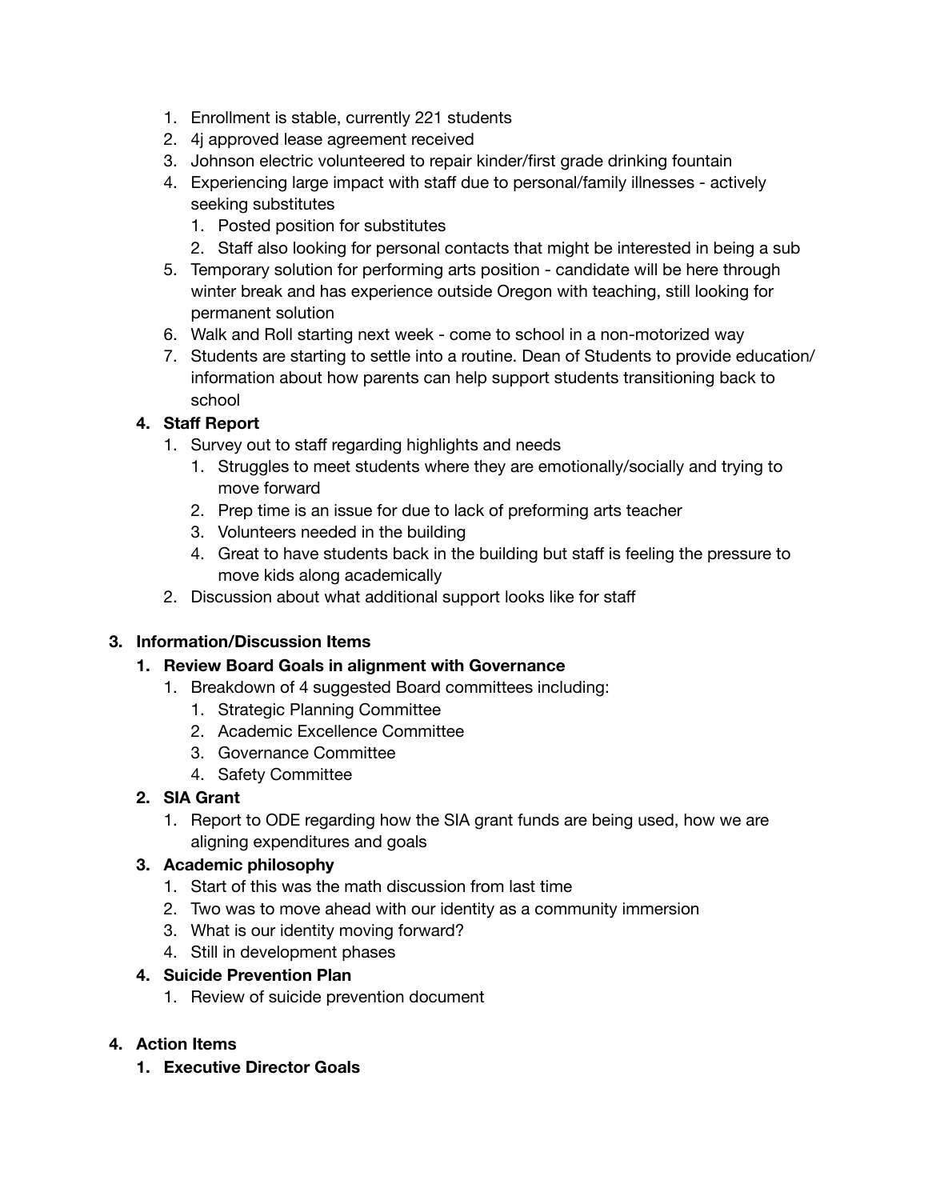1. Enrollment is stable, currently 221 students
2. 4j approved lease agreement received
3. Johnson electric volunteered to repair kinder/first grade drinking fountain
4. Experiencing large impact with staff due to personal/family illnesses - actively seeking substitutes
    1. Posted position for substitutes
    2. Staff also looking for personal contacts that might be interested in being a sub
5. Temporary solution for performing arts position - candidate will be here through winter break and has experience outside Oregon with teaching, still looking for permanent solution
6. Walk and Roll starting next week - come to school in a non-motorized way
7. Students are starting to settle into a routine. Dean of Students to provide education/ information about how parents can help support students transitioning back to school

**4. Staff Report**

1. Survey out to staff regarding highlights and needs
    1. Struggles to meet students where they are emotionally/socially and trying to move forward
    2. Prep time is an issue for due to lack of preforming arts teacher
    3. Volunteers needed in the building
    4. Great to have students back in the building but staff is feeling the pressure to move kids along academically
2. Discussion about what additional support looks like for staff

## 3. Information/Discussion Items

**1. Review Board Goals in alignment with Governance**

1. Breakdown of 4 suggested Board committees including:
    1. Strategic Planning Committee
    2. Academic Excellence Committee
    3. Governance Committee
    4. Safety Committee

**2. SIA Grant**

1. Report to ODE regarding how the SIA grant funds are being used, how we are aligning expenditures and goals

**3. Academic philosophy**

1. Start of this was the math discussion from last time
2. Two was to move ahead with our identity as a community immersion
3. What is our identity moving forward?
4. Still in development phases

**4. Suicide Prevention Plan**

1. Review of suicide prevention document

## 4. Action Items

**1. Executive Director Goals**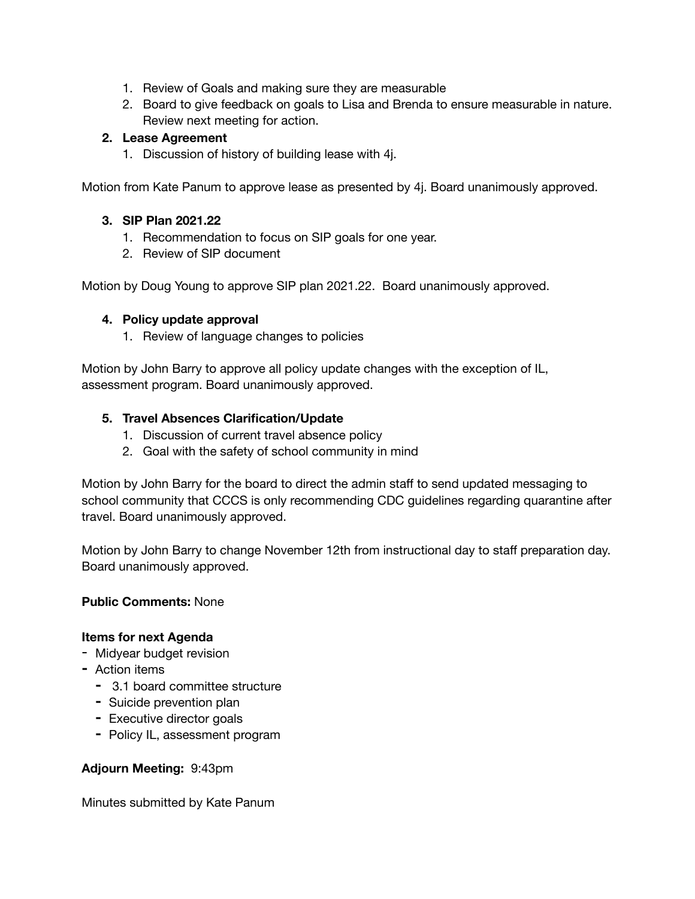1. Review of Goals and making sure they are measurable
   2. Board to give feedback on goals to Lisa and Brenda to ensure measurable in nature. Review next meeting for action.

2. **Lease Agreement**
   1. Discussion of history of building lease with 4j.

Motion from Kate Panum to approve lease as presented by 4j. Board unanimously approved.

3. **SIP Plan 2021.22**
   1. Recommendation to focus on SIP goals for one year.
   2. Review of SIP document

Motion by Doug Young to approve SIP plan 2021.22. Board unanimously approved.

4. **Policy update approval**
   1. Review of language changes to policies

Motion by John Barry to approve all policy update changes with the exception of IL, assessment program. Board unanimously approved.

5. **Travel Absences Clarification/Update**
   1. Discussion of current travel absence policy
   2. Goal with the safety of school community in mind

Motion by John Barry for the board to direct the admin staff to send updated messaging to school community that CCCS is only recommending CDC guidelines regarding quarantine after travel. Board unanimously approved.

Motion by John Barry to change November 12th from instructional day to staff preparation day. Board unanimously approved.

**Public Comments:** None

**Items for next Agenda**

- Midyear budget revision
- Action items
  - 3.1 board committee structure
  - Suicide prevention plan
  - Executive director goals
  - Policy IL, assessment program

**Adjourn Meeting:** 9:43pm

Minutes submitted by Kate Panum